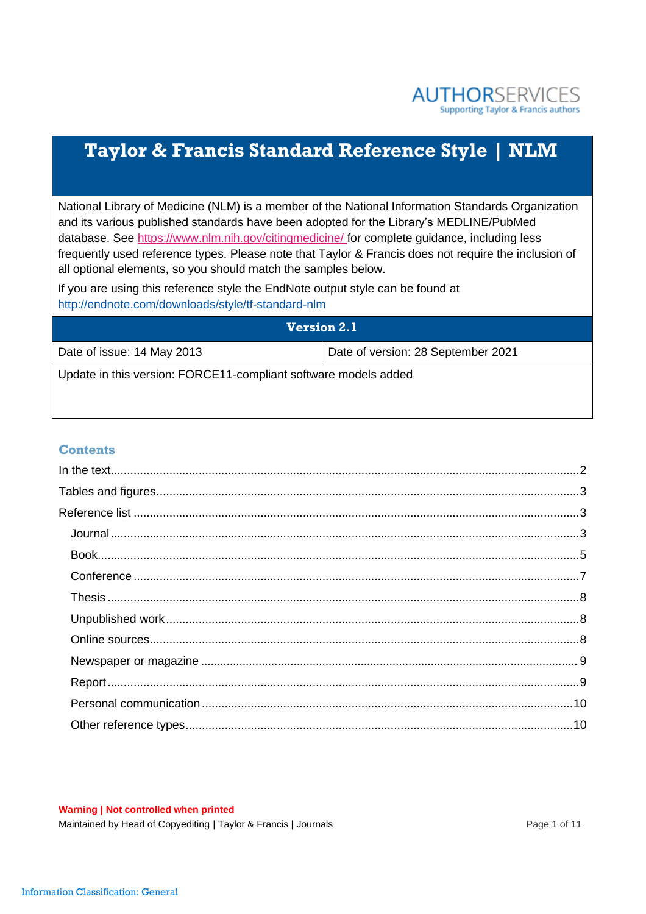AUTHORSERVICES
Supporting Taylor & Francis authors

# Taylor & Francis Standard Reference Style | NLM

National Library of Medicine (NLM) is a member of the National Information Standards Organization and its various published standards have been adopted for the Library's MEDLINE/PubMed database. See https://www.nlm.nih.gov/citingmedicine/ for complete guidance, including less frequently used reference types. Please note that Taylor & Francis does not require the inclusion of all optional elements, so you should match the samples below.

If you are using this reference style the EndNote output style can be found at http://endnote.com/downloads/style/tf-standard-nlm

| Version 2.1 | |
|---|---|
| Date of issue: 14 May 2013 | Date of version: 28 September 2021 |
| Update in this version: FORCE11-compliant software models added | |

## Contents

- In the text ... 2
- Tables and figures ... 3
- Reference list ... 3
  - Journal ... 3
  - Book ... 5
  - Conference ... 7
  - Thesis ... 8
  - Unpublished work ... 8
  - Online sources ... 8
  - Newspaper or magazine ... 9
  - Report ... 9
  - Personal communication ... 10
  - Other reference types ... 10

**Warning | Not controlled when printed**

Maintained by Head of Copyediting | Taylor & Francis | Journals

Information Classification: General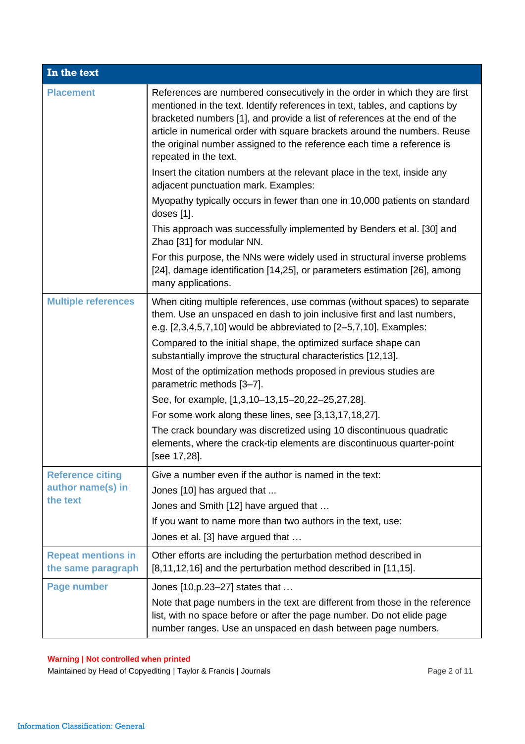| In the text | |
|---|---|
| **Placement** | References are numbered consecutively in the order in which they are first mentioned in the text. Identify references in text, tables, and captions by bracketed numbers [1], and provide a list of references at the end of the article in numerical order with square brackets around the numbers. Reuse the original number assigned to the reference each time a reference is repeated in the text.<br><br>Insert the citation numbers at the relevant place in the text, inside any adjacent punctuation mark. Examples:<br><br>Myopathy typically occurs in fewer than one in 10,000 patients on standard doses [1].<br><br>This approach was successfully implemented by Benders et al. [30] and Zhao [31] for modular NN.<br><br>For this purpose, the NNs were widely used in structural inverse problems [24], damage identification [14,25], or parameters estimation [26], among many applications. |
| **Multiple references** | When citing multiple references, use commas (without spaces) to separate them. Use an unspaced en dash to join inclusive first and last numbers, e.g. [2,3,4,5,7,10] would be abbreviated to [2–5,7,10]. Examples:<br><br>Compared to the initial shape, the optimized surface shape can substantially improve the structural characteristics [12,13].<br><br>Most of the optimization methods proposed in previous studies are parametric methods [3–7].<br><br>See, for example, [1,3,10–13,15–20,22–25,27,28].<br><br>For some work along these lines, see [3,13,17,18,27].<br><br>The crack boundary was discretized using 10 discontinuous quadratic elements, where the crack-tip elements are discontinuous quarter-point [see 17,28]. |
| **Reference citing author name(s) in the text** | Give a number even if the author is named in the text:<br><br>Jones [10] has argued that ...<br><br>Jones and Smith [12] have argued that …<br><br>If you want to name more than two authors in the text, use:<br><br>Jones et al. [3] have argued that … |
| **Repeat mentions in the same paragraph** | Other efforts are including the perturbation method described in [8,11,12,16] and the perturbation method described in [11,15]. |
| **Page number** | Jones [10,p.23–27] states that …<br><br>Note that page numbers in the text are different from those in the reference list, with no space before or after the page number. Do not elide page number ranges. Use an unspaced en dash between page numbers. |

**Warning | Not controlled when printed**

Maintained by Head of Copyediting | Taylor & Francis | Journals

Information Classification: General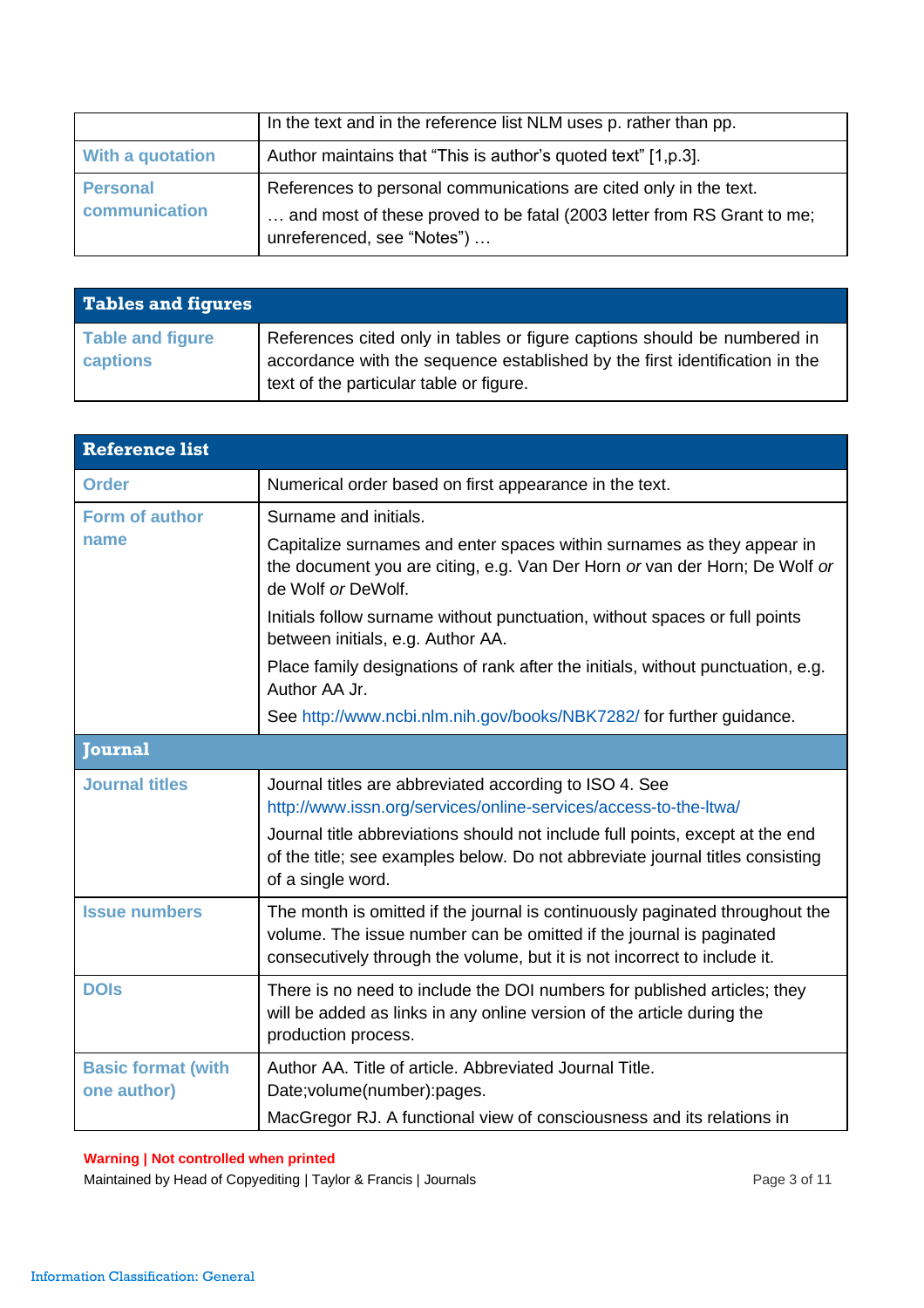|  |  |
| --- | --- |
|  | In the text and in the reference list NLM uses p. rather than pp. |
| **With a quotation** | Author maintains that "This is author's quoted text" [1,p.3]. |
| **Personal communication** | References to personal communications are cited only in the text.<br>… and most of these proved to be fatal (2003 letter from RS Grant to me; unreferenced, see "Notes") … |

| **Tables and figures** |  |
| --- | --- |
| **Table and figure captions** | References cited only in tables or figure captions should be numbered in accordance with the sequence established by the first identification in the text of the particular table or figure. |

| **Reference list** |  |
| --- | --- |
| **Order** | Numerical order based on first appearance in the text. |
| **Form of author name** | Surname and initials.<br>Capitalize surnames and enter spaces within surnames as they appear in the document you are citing, e.g. Van Der Horn *or* van der Horn; De Wolf *or* de Wolf *or* DeWolf.<br>Initials follow surname without punctuation, without spaces or full points between initials, e.g. Author AA.<br>Place family designations of rank after the initials, without punctuation, e.g. Author AA Jr.<br>See http://www.ncbi.nlm.nih.gov/books/NBK7282/ for further guidance. |
| **Journal** |  |
| **Journal titles** | Journal titles are abbreviated according to ISO 4. See http://www.issn.org/services/online-services/access-to-the-ltwa/<br>Journal title abbreviations should not include full points, except at the end of the title; see examples below. Do not abbreviate journal titles consisting of a single word. |
| **Issue numbers** | The month is omitted if the journal is continuously paginated throughout the volume. The issue number can be omitted if the journal is paginated consecutively through the volume, but it is not incorrect to include it. |
| **DOIs** | There is no need to include the DOI numbers for published articles; they will be added as links in any online version of the article during the production process. |
| **Basic format (with one author)** | Author AA. Title of article. Abbreviated Journal Title. Date;volume(number):pages.<br>MacGregor RJ. A functional view of consciousness and its relations in |

**Warning | Not controlled when printed**

Maintained by Head of Copyediting | Taylor & Francis | Journals

Information Classification: General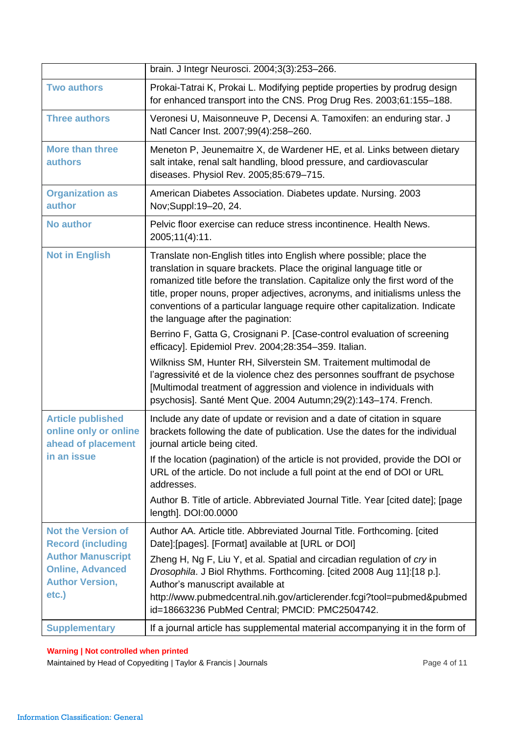| | |
|---|---|
| | brain. J Integr Neurosci. 2004;3(3):253–266. |
| **Two authors** | Prokai-Tatrai K, Prokai L. Modifying peptide properties by prodrug design for enhanced transport into the CNS. Prog Drug Res. 2003;61:155–188. |
| **Three authors** | Veronesi U, Maisonneuve P, Decensi A. Tamoxifen: an enduring star. J Natl Cancer Inst. 2007;99(4):258–260. |
| **More than three authors** | Meneton P, Jeunemaitre X, de Wardener HE, et al. Links between dietary salt intake, renal salt handling, blood pressure, and cardiovascular diseases. Physiol Rev. 2005;85:679–715. |
| **Organization as author** | American Diabetes Association. Diabetes update. Nursing. 2003 Nov;Suppl:19–20, 24. |
| **No author** | Pelvic floor exercise can reduce stress incontinence. Health News. 2005;11(4):11. |
| **Not in English** | Translate non-English titles into English where possible; place the translation in square brackets. Place the original language title or romanized title before the translation. Capitalize only the first word of the title, proper nouns, proper adjectives, acronyms, and initialisms unless the conventions of a particular language require other capitalization. Indicate the language after the pagination:<br><br>Berrino F, Gatta G, Crosignani P. [Case-control evaluation of screening efficacy]. Epidemiol Prev. 2004;28:354–359. Italian.<br><br>Wilkniss SM, Hunter RH, Silverstein SM. Traitement multimodal de l'agressivité et de la violence chez des personnes souffrant de psychose [Multimodal treatment of aggression and violence in individuals with psychosis]. Santé Ment Que. 2004 Autumn;29(2):143–174. French. |
| **Article published online only or online ahead of placement in an issue** | Include any date of update or revision and a date of citation in square brackets following the date of publication. Use the dates for the individual journal article being cited.<br><br>If the location (pagination) of the article is not provided, provide the DOI or URL of the article. Do not include a full point at the end of DOI or URL addresses.<br><br>Author B. Title of article. Abbreviated Journal Title. Year [cited date]; [page length]. DOI:00.0000 |
| **Not the Version of Record (including Author Manuscript Online, Advanced Author Version, etc.)** | Author AA. Article title. Abbreviated Journal Title. Forthcoming. [cited Date]:[pages]. [Format] available at [URL or DOI]<br><br>Zheng H, Ng F, Liu Y, et al. Spatial and circadian regulation of *cry* in *Drosophila*. J Biol Rhythms. Forthcoming. [cited 2008 Aug 11]:[18 p.]. Author's manuscript available at http://www.pubmedcentral.nih.gov/articlerender.fcgi?tool=pubmed&pubmedid=18663236 PubMed Central; PMCID: PMC2504742. |
| **Supplementary** | If a journal article has supplemental material accompanying it in the form of |

**Warning | Not controlled when printed**

Maintained by Head of Copyediting | Taylor & Francis | Journals

Information Classification: General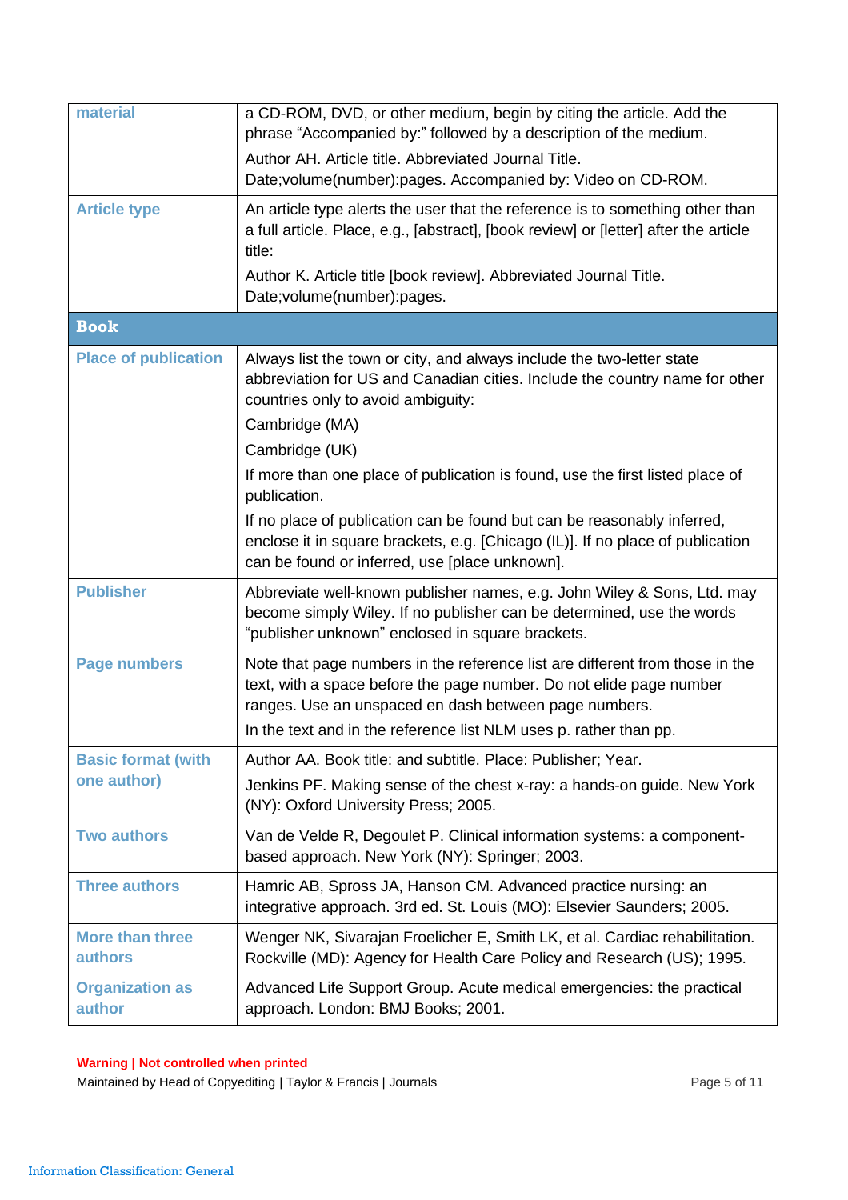| material | a CD-ROM, DVD, or other medium, begin by citing the article. Add the phrase “Accompanied by:” followed by a description of the medium.<br>Author AH. Article title. Abbreviated Journal Title. Date;volume(number):pages. Accompanied by: Video on CD-ROM. |
|---|---|
| **Article type** | An article type alerts the user that the reference is to something other than a full article. Place, e.g., [abstract], [book review] or [letter] after the article title:<br>Author K. Article title [book review]. Abbreviated Journal Title. Date;volume(number):pages. |
| **Book** | |
| **Place of publication** | Always list the town or city, and always include the two-letter state abbreviation for US and Canadian cities. Include the country name for other countries only to avoid ambiguity:<br>Cambridge (MA)<br>Cambridge (UK)<br>If more than one place of publication is found, use the first listed place of publication.<br>If no place of publication can be found but can be reasonably inferred, enclose it in square brackets, e.g. [Chicago (IL)]. If no place of publication can be found or inferred, use [place unknown]. |
| **Publisher** | Abbreviate well-known publisher names, e.g. John Wiley & Sons, Ltd. may become simply Wiley. If no publisher can be determined, use the words “publisher unknown” enclosed in square brackets. |
| **Page numbers** | Note that page numbers in the reference list are different from those in the text, with a space before the page number. Do not elide page number ranges. Use an unspaced en dash between page numbers.<br>In the text and in the reference list NLM uses p. rather than pp. |
| **Basic format (with one author)** | Author AA. Book title: and subtitle. Place: Publisher; Year.<br>Jenkins PF. Making sense of the chest x-ray: a hands-on guide. New York (NY): Oxford University Press; 2005. |
| **Two authors** | Van de Velde R, Degoulet P. Clinical information systems: a component-based approach. New York (NY): Springer; 2003. |
| **Three authors** | Hamric AB, Spross JA, Hanson CM. Advanced practice nursing: an integrative approach. 3rd ed. St. Louis (MO): Elsevier Saunders; 2005. |
| **More than three authors** | Wenger NK, Sivarajan Froelicher E, Smith LK, et al. Cardiac rehabilitation. Rockville (MD): Agency for Health Care Policy and Research (US); 1995. |
| **Organization as author** | Advanced Life Support Group. Acute medical emergencies: the practical approach. London: BMJ Books; 2001. |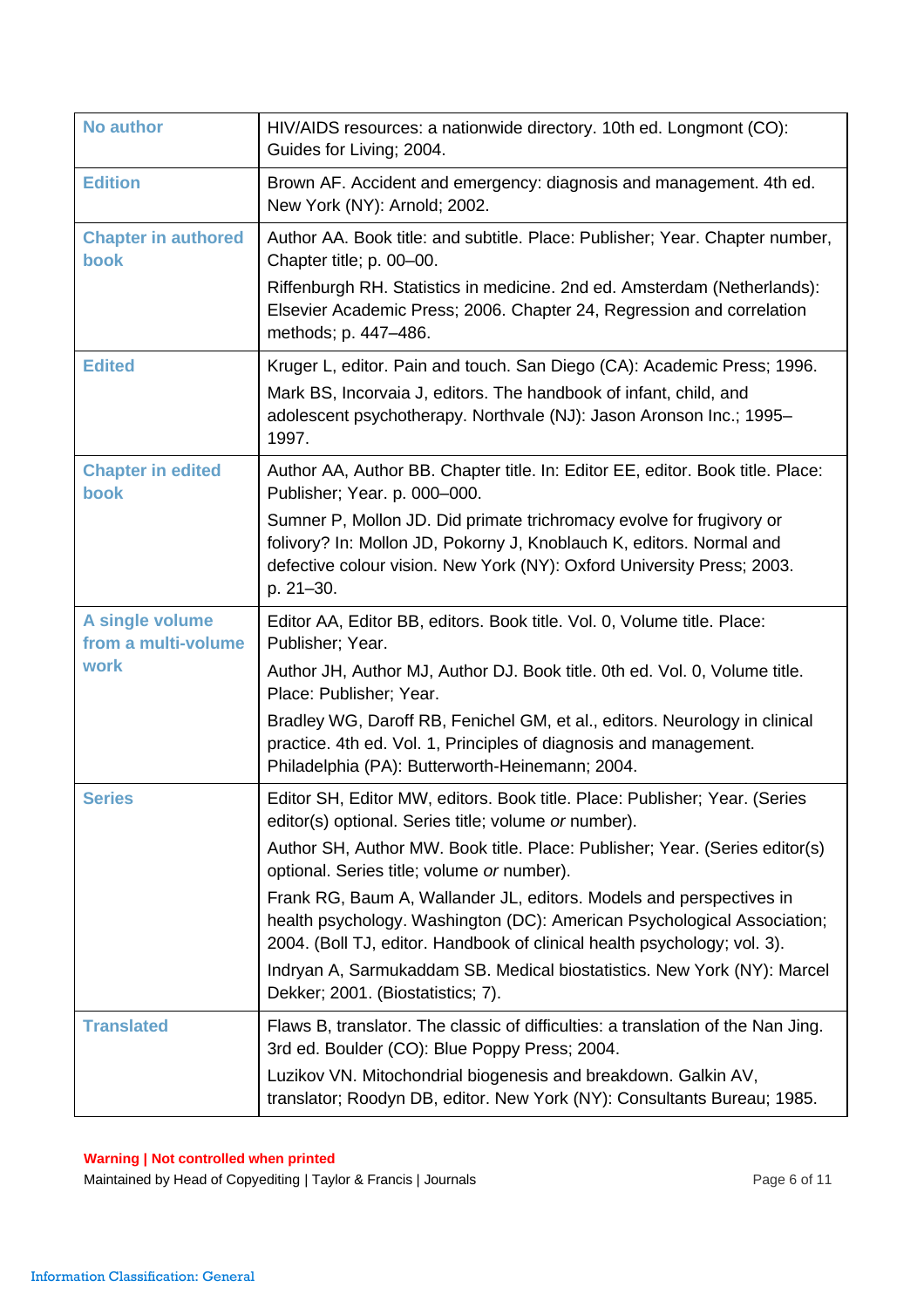| | |
|---|---|
| **No author** | HIV/AIDS resources: a nationwide directory. 10th ed. Longmont (CO): Guides for Living; 2004. |
| **Edition** | Brown AF. Accident and emergency: diagnosis and management. 4th ed. New York (NY): Arnold; 2002. |
| **Chapter in authored book** | Author AA. Book title: and subtitle. Place: Publisher; Year. Chapter number, Chapter title; p. 00–00.<br>Riffenburgh RH. Statistics in medicine. 2nd ed. Amsterdam (Netherlands): Elsevier Academic Press; 2006. Chapter 24, Regression and correlation methods; p. 447–486. |
| **Edited** | Kruger L, editor. Pain and touch. San Diego (CA): Academic Press; 1996.<br>Mark BS, Incorvaia J, editors. The handbook of infant, child, and adolescent psychotherapy. Northvale (NJ): Jason Aronson Inc.; 1995–1997. |
| **Chapter in edited book** | Author AA, Author BB. Chapter title. In: Editor EE, editor. Book title. Place: Publisher; Year. p. 000–000.<br>Sumner P, Mollon JD. Did primate trichromacy evolve for frugivory or folivory? In: Mollon JD, Pokorny J, Knoblauch K, editors. Normal and defective colour vision. New York (NY): Oxford University Press; 2003. p. 21–30. |
| **A single volume from a multi-volume work** | Editor AA, Editor BB, editors. Book title. Vol. 0, Volume title. Place: Publisher; Year.<br>Author JH, Author MJ, Author DJ. Book title. 0th ed. Vol. 0, Volume title. Place: Publisher; Year.<br>Bradley WG, Daroff RB, Fenichel GM, et al., editors. Neurology in clinical practice. 4th ed. Vol. 1, Principles of diagnosis and management. Philadelphia (PA): Butterworth-Heinemann; 2004. |
| **Series** | Editor SH, Editor MW, editors. Book title. Place: Publisher; Year. (Series editor(s) optional. Series title; volume *or* number).<br>Author SH, Author MW. Book title. Place: Publisher; Year. (Series editor(s) optional. Series title; volume *or* number).<br>Frank RG, Baum A, Wallander JL, editors. Models and perspectives in health psychology. Washington (DC): American Psychological Association; 2004. (Boll TJ, editor. Handbook of clinical health psychology; vol. 3).<br>Indryan A, Sarmukaddam SB. Medical biostatistics. New York (NY): Marcel Dekker; 2001. (Biostatistics; 7). |
| **Translated** | Flaws B, translator. The classic of difficulties: a translation of the Nan Jing. 3rd ed. Boulder (CO): Blue Poppy Press; 2004.<br>Luzikov VN. Mitochondrial biogenesis and breakdown. Galkin AV, translator; Roodyn DB, editor. New York (NY): Consultants Bureau; 1985. |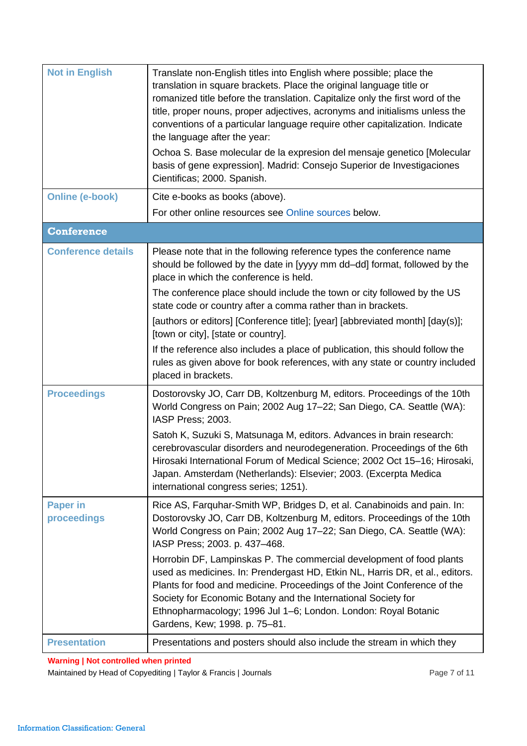| | |
|---|---|
| **Not in English** | Translate non-English titles into English where possible; place the translation in square brackets. Place the original language title or romanized title before the translation. Capitalize only the first word of the title, proper nouns, proper adjectives, acronyms and initialisms unless the conventions of a particular language require other capitalization. Indicate the language after the year:<br><br>Ochoa S. Base molecular de la expresion del mensaje genetico [Molecular basis of gene expression]. Madrid: Consejo Superior de Investigaciones Cientificas; 2000. Spanish. |
| **Online (e-book)** | Cite e-books as books (above).<br><br>For other online resources see Online sources below. |
| **Conference** | |
| **Conference details** | Please note that in the following reference types the conference name should be followed by the date in [yyyy mm dd–dd] format, followed by the place in which the conference is held.<br><br>The conference place should include the town or city followed by the US state code or country after a comma rather than in brackets.<br><br>[authors or editors] [Conference title]; [year] [abbreviated month] [day(s)]; [town or city], [state or country].<br><br>If the reference also includes a place of publication, this should follow the rules as given above for book references, with any state or country included placed in brackets. |
| **Proceedings** | Dostorovsky JO, Carr DB, Koltzenburg M, editors. Proceedings of the 10th World Congress on Pain; 2002 Aug 17–22; San Diego, CA. Seattle (WA): IASP Press; 2003.<br><br>Satoh K, Suzuki S, Matsunaga M, editors. Advances in brain research: cerebrovascular disorders and neurodegeneration. Proceedings of the 6th Hirosaki International Forum of Medical Science; 2002 Oct 15–16; Hirosaki, Japan. Amsterdam (Netherlands): Elsevier; 2003. (Excerpta Medica international congress series; 1251). |
| **Paper in proceedings** | Rice AS, Farquhar-Smith WP, Bridges D, et al. Canabinoids and pain. In: Dostorovsky JO, Carr DB, Koltzenburg M, editors. Proceedings of the 10th World Congress on Pain; 2002 Aug 17–22; San Diego, CA. Seattle (WA): IASP Press; 2003. p. 437–468.<br><br>Horrobin DF, Lampinskas P. The commercial development of food plants used as medicines. In: Prendergast HD, Etkin NL, Harris DR, et al., editors. Plants for food and medicine. Proceedings of the Joint Conference of the Society for Economic Botany and the International Society for Ethnopharmacology; 1996 Jul 1–6; London. London: Royal Botanic Gardens, Kew; 1998. p. 75–81. |
| **Presentation** | Presentations and posters should also include the stream in which they |

**Warning | Not controlled when printed**

Maintained by Head of Copyediting | Taylor & Francis | Journals

Information Classification: General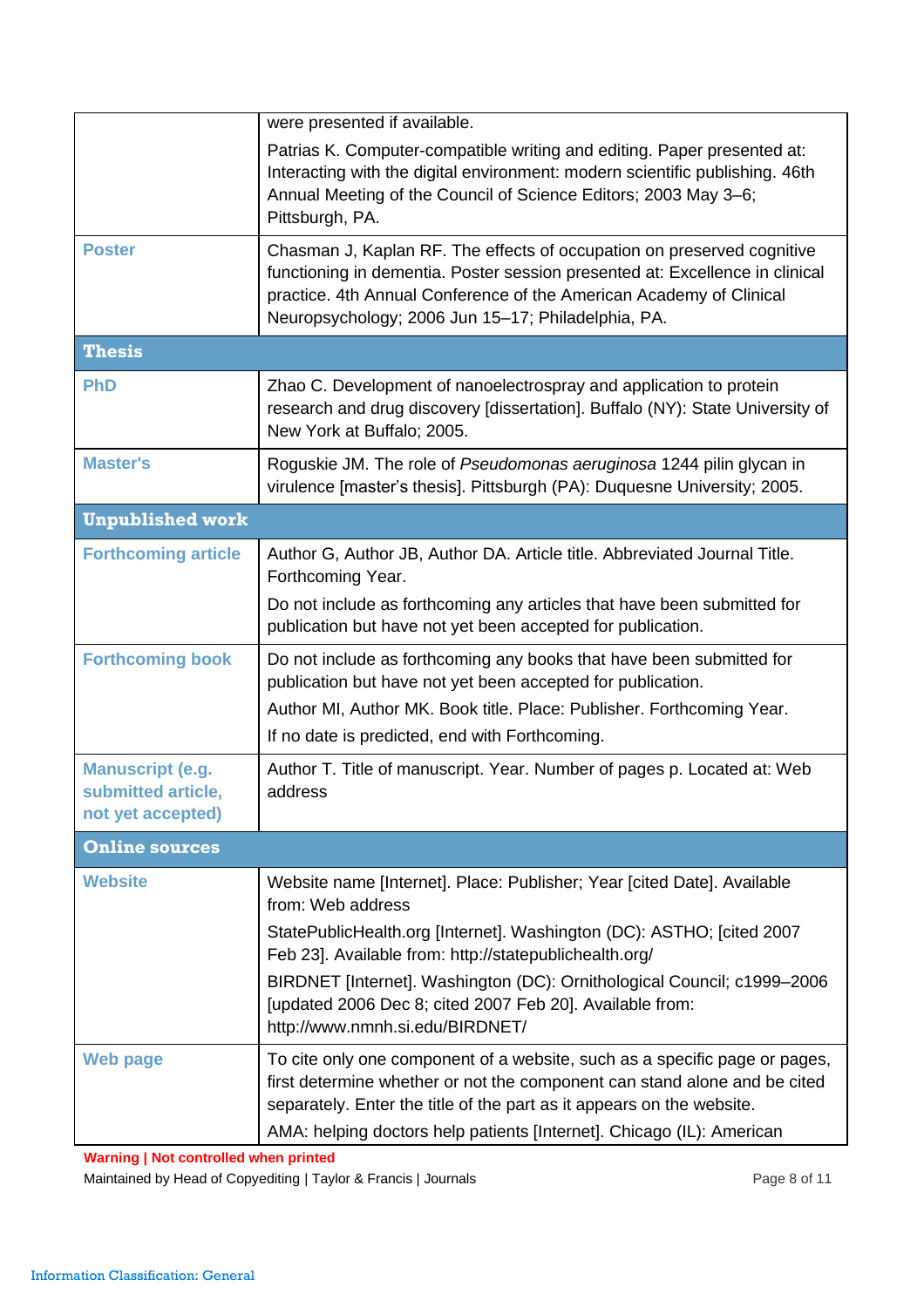| | |
|---|---|
| | were presented if available.<br><br>Patrias K. Computer-compatible writing and editing. Paper presented at: Interacting with the digital environment: modern scientific publishing. 46th Annual Meeting of the Council of Science Editors; 2003 May 3–6; Pittsburgh, PA. |
| **Poster** | Chasman J, Kaplan RF. The effects of occupation on preserved cognitive functioning in dementia. Poster session presented at: Excellence in clinical practice. 4th Annual Conference of the American Academy of Clinical Neuropsychology; 2006 Jun 15–17; Philadelphia, PA. |
| **Thesis** | |
| **PhD** | Zhao C. Development of nanoelectrospray and application to protein research and drug discovery [dissertation]. Buffalo (NY): State University of New York at Buffalo; 2005. |
| **Master's** | Roguskie JM. The role of *Pseudomonas aeruginosa* 1244 pilin glycan in virulence [master's thesis]. Pittsburgh (PA): Duquesne University; 2005. |
| **Unpublished work** | |
| **Forthcoming article** | Author G, Author JB, Author DA. Article title. Abbreviated Journal Title. Forthcoming Year.<br><br>Do not include as forthcoming any articles that have been submitted for publication but have not yet been accepted for publication. |
| **Forthcoming book** | Do not include as forthcoming any books that have been submitted for publication but have not yet been accepted for publication.<br><br>Author MI, Author MK. Book title. Place: Publisher. Forthcoming Year.<br><br>If no date is predicted, end with Forthcoming. |
| **Manuscript (e.g. submitted article, not yet accepted)** | Author T. Title of manuscript. Year. Number of pages p. Located at: Web address |
| **Online sources** | |
| **Website** | Website name [Internet]. Place: Publisher; Year [cited Date]. Available from: Web address<br><br>StatePublicHealth.org [Internet]. Washington (DC): ASTHO; [cited 2007 Feb 23]. Available from: http://statepublichealth.org/<br><br>BIRDNET [Internet]. Washington (DC): Ornithological Council; c1999–2006 [updated 2006 Dec 8; cited 2007 Feb 20]. Available from: http://www.nmnh.si.edu/BIRDNET/ |
| **Web page** | To cite only one component of a website, such as a specific page or pages, first determine whether or not the component can stand alone and be cited separately. Enter the title of the part as it appears on the website.<br><br>AMA: helping doctors help patients [Internet]. Chicago (IL): American |

**Warning | Not controlled when printed**

Maintained by Head of Copyediting | Taylor & Francis | Journals

Information Classification: General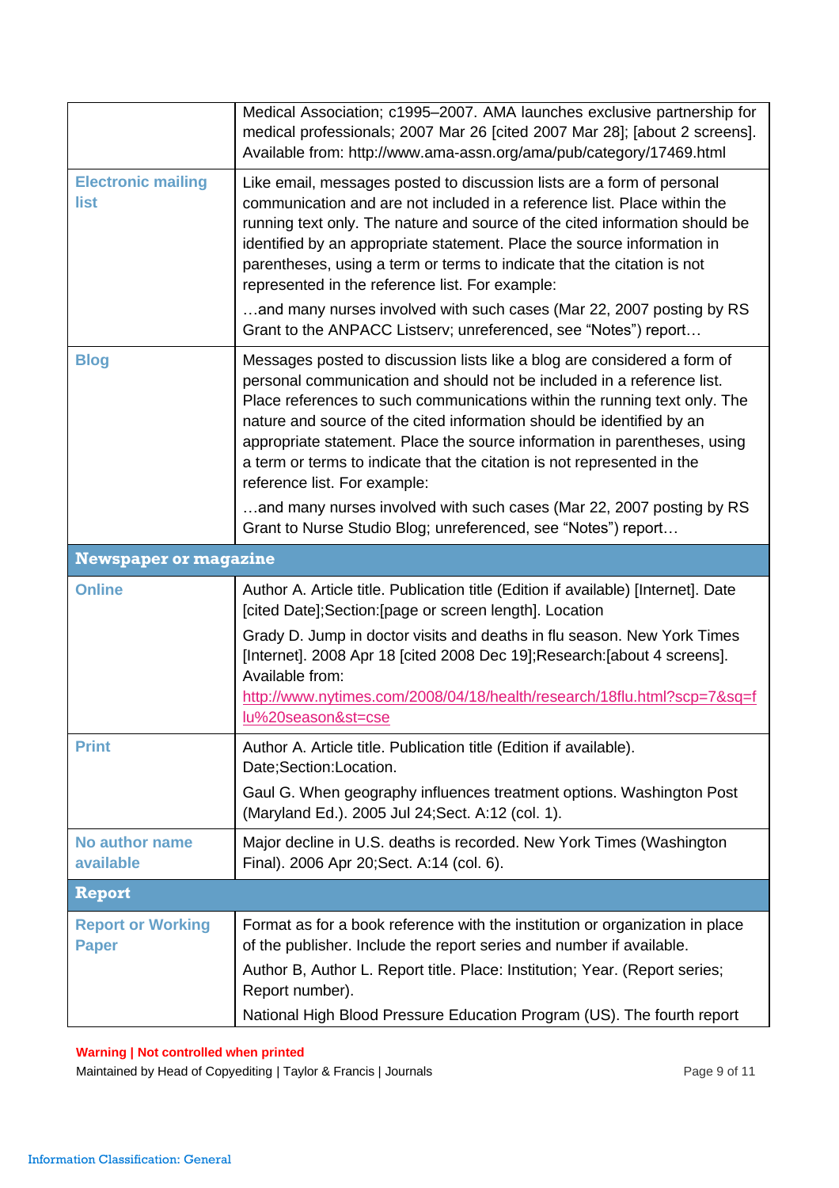| | |
|---|---|
| | Medical Association; c1995–2007. AMA launches exclusive partnership for medical professionals; 2007 Mar 26 [cited 2007 Mar 28]; [about 2 screens]. Available from: http://www.ama-assn.org/ama/pub/category/17469.html |
| **Electronic mailing list** | Like email, messages posted to discussion lists are a form of personal communication and are not included in a reference list. Place within the running text only. The nature and source of the cited information should be identified by an appropriate statement. Place the source information in parentheses, using a term or terms to indicate that the citation is not represented in the reference list. For example:<br>…and many nurses involved with such cases (Mar 22, 2007 posting by RS Grant to the ANPACC Listserv; unreferenced, see “Notes”) report… |
| **Blog** | Messages posted to discussion lists like a blog are considered a form of personal communication and should not be included in a reference list. Place references to such communications within the running text only. The nature and source of the cited information should be identified by an appropriate statement. Place the source information in parentheses, using a term or terms to indicate that the citation is not represented in the reference list. For example:<br>…and many nurses involved with such cases (Mar 22, 2007 posting by RS Grant to Nurse Studio Blog; unreferenced, see “Notes”) report… |
| **Newspaper or magazine** | |
| **Online** | Author A. Article title. Publication title (Edition if available) [Internet]. Date [cited Date];Section:[page or screen length]. Location<br>Grady D. Jump in doctor visits and deaths in flu season. New York Times [Internet]. 2008 Apr 18 [cited 2008 Dec 19];Research:[about 4 screens]. Available from: http://www.nytimes.com/2008/04/18/health/research/18flu.html?scp=7&sq=flu%20season&st=cse |
| **Print** | Author A. Article title. Publication title (Edition if available). Date;Section:Location.<br>Gaul G. When geography influences treatment options. Washington Post (Maryland Ed.). 2005 Jul 24;Sect. A:12 (col. 1). |
| **No author name available** | Major decline in U.S. deaths is recorded. New York Times (Washington Final). 2006 Apr 20;Sect. A:14 (col. 6). |
| **Report** | |
| **Report or Working Paper** | Format as for a book reference with the institution or organization in place of the publisher. Include the report series and number if available.<br>Author B, Author L. Report title. Place: Institution; Year. (Report series; Report number).<br>National High Blood Pressure Education Program (US). The fourth report |

**Warning | Not controlled when printed**

Maintained by Head of Copyediting | Taylor & Francis | Journals

Information Classification: General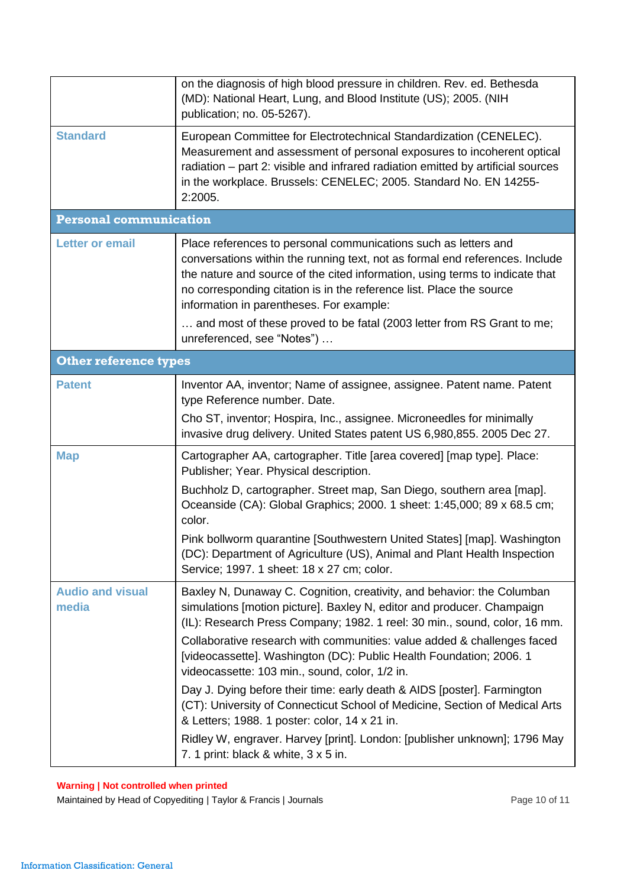| | |
|---|---|
| | on the diagnosis of high blood pressure in children. Rev. ed. Bethesda (MD): National Heart, Lung, and Blood Institute (US); 2005. (NIH publication; no. 05-5267). |
| **Standard** | European Committee for Electrotechnical Standardization (CENELEC). Measurement and assessment of personal exposures to incoherent optical radiation – part 2: visible and infrared radiation emitted by artificial sources in the workplace. Brussels: CENELEC; 2005. Standard No. EN 14255-2:2005. |
| **Personal communication** | |
| **Letter or email** | Place references to personal communications such as letters and conversations within the running text, not as formal end references. Include the nature and source of the cited information, using terms to indicate that no corresponding citation is in the reference list. Place the source information in parentheses. For example:<br>… and most of these proved to be fatal (2003 letter from RS Grant to me; unreferenced, see "Notes") … |
| **Other reference types** | |
| **Patent** | Inventor AA, inventor; Name of assignee, assignee. Patent name. Patent type Reference number. Date.<br>Cho ST, inventor; Hospira, Inc., assignee. Microneedles for minimally invasive drug delivery. United States patent US 6,980,855. 2005 Dec 27. |
| **Map** | Cartographer AA, cartographer. Title [area covered] [map type]. Place: Publisher; Year. Physical description.<br>Buchholz D, cartographer. Street map, San Diego, southern area [map]. Oceanside (CA): Global Graphics; 2000. 1 sheet: 1:45,000; 89 x 68.5 cm; color.<br>Pink bollworm quarantine [Southwestern United States] [map]. Washington (DC): Department of Agriculture (US), Animal and Plant Health Inspection Service; 1997. 1 sheet: 18 x 27 cm; color. |
| **Audio and visual media** | Baxley N, Dunaway C. Cognition, creativity, and behavior: the Columban simulations [motion picture]. Baxley N, editor and producer. Champaign (IL): Research Press Company; 1982. 1 reel: 30 min., sound, color, 16 mm.<br>Collaborative research with communities: value added & challenges faced [videocassette]. Washington (DC): Public Health Foundation; 2006. 1 videocassette: 103 min., sound, color, 1/2 in.<br>Day J. Dying before their time: early death & AIDS [poster]. Farmington (CT): University of Connecticut School of Medicine, Section of Medical Arts & Letters; 1988. 1 poster: color, 14 x 21 in.<br>Ridley W, engraver. Harvey [print]. London: [publisher unknown]; 1796 May 7. 1 print: black & white, 3 x 5 in. |

**Warning | Not controlled when printed**

Maintained by Head of Copyediting | Taylor & Francis | Journals

Information Classification: General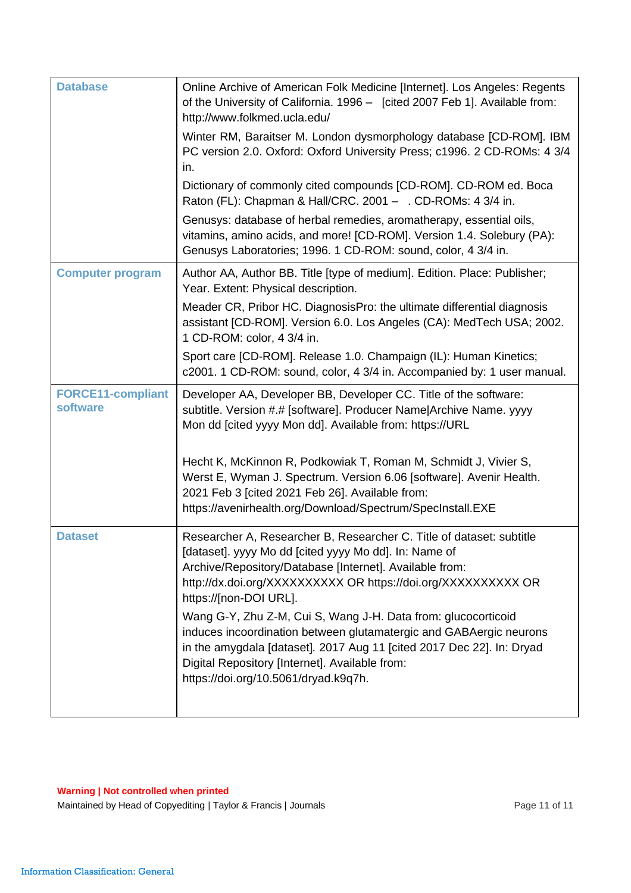| | |
|---|---|
| **Database** | Online Archive of American Folk Medicine [Internet]. Los Angeles: Regents of the University of California. 1996 – [cited 2007 Feb 1]. Available from: http://www.folkmed.ucla.edu/<br><br>Winter RM, Baraitser M. London dysmorphology database [CD-ROM]. IBM PC version 2.0. Oxford: Oxford University Press; c1996. 2 CD-ROMs: 4 3/4 in.<br><br>Dictionary of commonly cited compounds [CD-ROM]. CD-ROM ed. Boca Raton (FL): Chapman & Hall/CRC. 2001 – . CD-ROMs: 4 3/4 in.<br><br>Genusys: database of herbal remedies, aromatherapy, essential oils, vitamins, amino acids, and more! [CD-ROM]. Version 1.4. Solebury (PA): Genusys Laboratories; 1996. 1 CD-ROM: sound, color, 4 3/4 in. |
| **Computer program** | Author AA, Author BB. Title [type of medium]. Edition. Place: Publisher; Year. Extent: Physical description.<br><br>Meader CR, Pribor HC. DiagnosisPro: the ultimate differential diagnosis assistant [CD-ROM]. Version 6.0. Los Angeles (CA): MedTech USA; 2002. 1 CD-ROM: color, 4 3/4 in.<br><br>Sport care [CD-ROM]. Release 1.0. Champaign (IL): Human Kinetics; c2001. 1 CD-ROM: sound, color, 4 3/4 in. Accompanied by: 1 user manual. |
| **FORCE11-compliant software** | Developer AA, Developer BB, Developer CC. Title of the software: subtitle. Version #.# [software]. Producer Name\|Archive Name. yyyy Mon dd [cited yyyy Mon dd]. Available from: https://URL<br><br>Hecht K, McKinnon R, Podkowiak T, Roman M, Schmidt J, Vivier S, Werst E, Wyman J. Spectrum. Version 6.06 [software]. Avenir Health. 2021 Feb 3 [cited 2021 Feb 26]. Available from: https://avenirhealth.org/Download/Spectrum/SpecInstall.EXE |
| **Dataset** | Researcher A, Researcher B, Researcher C. Title of dataset: subtitle [dataset]. yyyy Mo dd [cited yyyy Mo dd]. In: Name of Archive/Repository/Database [Internet]. Available from: http://dx.doi.org/XXXXXXXXXX OR https://doi.org/XXXXXXXXXX OR https://[non-DOI URL].<br><br>Wang G-Y, Zhu Z-M, Cui S, Wang J-H. Data from: glucocorticoid induces incoordination between glutamatergic and GABAergic neurons in the amygdala [dataset]. 2017 Aug 11 [cited 2017 Dec 22]. In: Dryad Digital Repository [Internet]. Available from: https://doi.org/10.5061/dryad.k9q7h. |

**Warning | Not controlled when printed**

Maintained by Head of Copyediting | Taylor & Francis | Journals

Information Classification: General